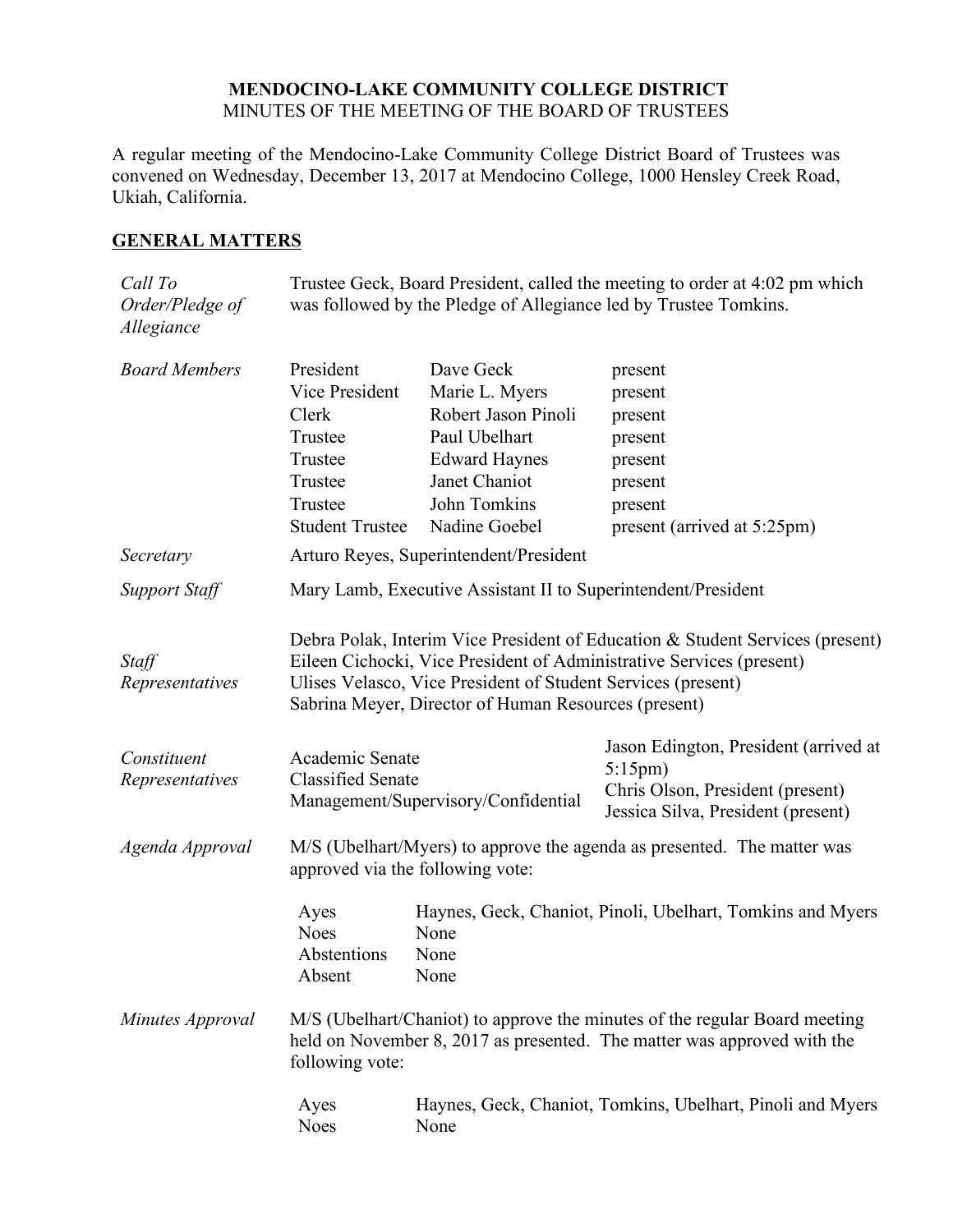# MENDOCINO-LAKE COMMUNITY COLLEGE DISTRICT
MINUTES OF THE MEETING OF THE BOARD OF TRUSTEES

A regular meeting of the Mendocino-Lake Community College District Board of Trustees was convened on Wednesday, December 13, 2017 at Mendocino College, 1000 Hensley Creek Road, Ukiah, California.

## GENERAL MATTERS

*Call To Order/Pledge of Allegiance*

Trustee Geck, Board President, called the meeting to order at 4:02 pm which was followed by the Pledge of Allegiance led by Trustee Tomkins.

*Board Members*

| | | |
|---|---|---|
| President | Dave Geck | present |
| Vice President | Marie L. Myers | present |
| Clerk | Robert Jason Pinoli | present |
| Trustee | Paul Ubelhart | present |
| Trustee | Edward Haynes | present |
| Trustee | Janet Chaniot | present |
| Trustee | John Tomkins | present |
| Student Trustee | Nadine Goebel | present (arrived at 5:25pm) |

*Secretary*

Arturo Reyes, Superintendent/President

*Support Staff*

Mary Lamb, Executive Assistant II to Superintendent/President

*Staff Representatives*

Debra Polak, Interim Vice President of Education & Student Services (present)
Eileen Cichocki, Vice President of Administrative Services (present)
Ulises Velasco, Vice President of Student Services (present)
Sabrina Meyer, Director of Human Resources (present)

*Constituent Representatives*

| | |
|---|---|
| Academic Senate | Jason Edington, President (arrived at 5:15pm) |
| Classified Senate | Chris Olson, President (present) |
| Management/Supervisory/Confidential | Jessica Silva, President (present) |

*Agenda Approval*

M/S (Ubelhart/Myers) to approve the agenda as presented. The matter was approved via the following vote:

| | |
|---|---|
| Ayes | Haynes, Geck, Chaniot, Pinoli, Ubelhart, Tomkins and Myers |
| Noes | None |
| Abstentions | None |
| Absent | None |

*Minutes Approval*

M/S (Ubelhart/Chaniot) to approve the minutes of the regular Board meeting held on November 8, 2017 as presented. The matter was approved with the following vote:

| | |
|---|---|
| Ayes | Haynes, Geck, Chaniot, Tomkins, Ubelhart, Pinoli and Myers |
| Noes | None |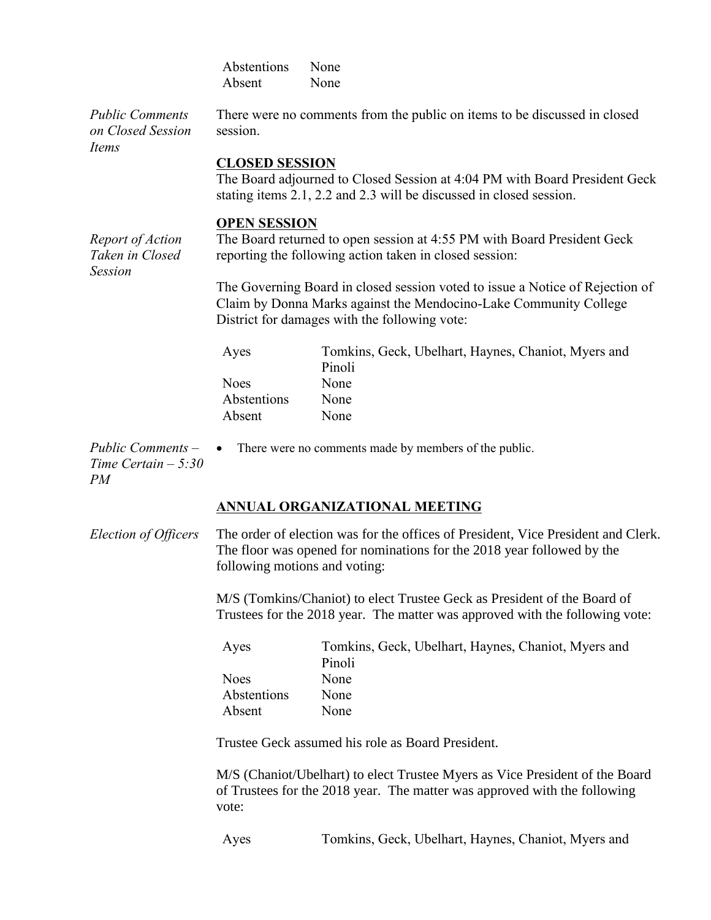| | |
|---|---|
| Abstentions | None |
| Absent | None |

*Public Comments on Closed Session Items*

There were no comments from the public on items to be discussed in closed session.

**CLOSED SESSION**

The Board adjourned to Closed Session at 4:04 PM with Board President Geck stating items 2.1, 2.2 and 2.3 will be discussed in closed session.

**OPEN SESSION**

*Report of Action Taken in Closed Session*

The Board returned to open session at 4:55 PM with Board President Geck reporting the following action taken in closed session:

The Governing Board in closed session voted to issue a Notice of Rejection of Claim by Donna Marks against the Mendocino-Lake Community College District for damages with the following vote:

| | |
|---|---|
| Ayes | Tomkins, Geck, Ubelhart, Haynes, Chaniot, Myers and Pinoli |
| Noes | None |
| Abstentions | None |
| Absent | None |

*Public Comments – Time Certain – 5:30 PM*

- There were no comments made by members of the public.

**ANNUAL ORGANIZATIONAL MEETING**

*Election of Officers*

The order of election was for the offices of President, Vice President and Clerk. The floor was opened for nominations for the 2018 year followed by the following motions and voting:

M/S (Tomkins/Chaniot) to elect Trustee Geck as President of the Board of Trustees for the 2018 year. The matter was approved with the following vote:

| | |
|---|---|
| Ayes | Tomkins, Geck, Ubelhart, Haynes, Chaniot, Myers and Pinoli |
| Noes | None |
| Abstentions | None |
| Absent | None |

Trustee Geck assumed his role as Board President.

M/S (Chaniot/Ubelhart) to elect Trustee Myers as Vice President of the Board of Trustees for the 2018 year. The matter was approved with the following vote:

| | |
|---|---|
| Ayes | Tomkins, Geck, Ubelhart, Haynes, Chaniot, Myers and |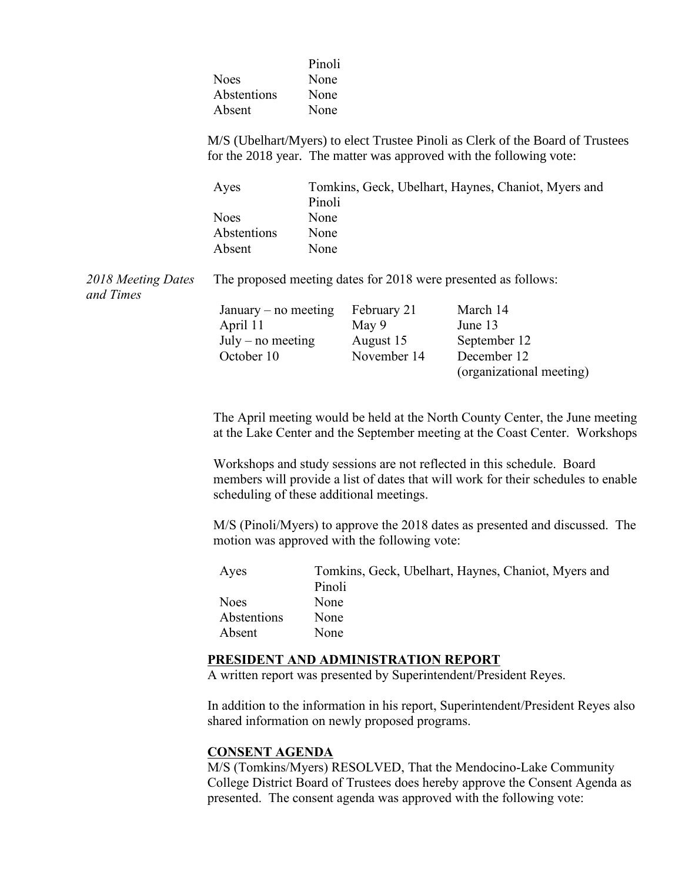| | |
|---|---|
| | Pinoli |
| Noes | None |
| Abstentions | None |
| Absent | None |

M/S (Ubelhart/Myers) to elect Trustee Pinoli as Clerk of the Board of Trustees for the 2018 year. The matter was approved with the following vote:

| | |
|---|---|
| Ayes | Tomkins, Geck, Ubelhart, Haynes, Chaniot, Myers and Pinoli |
| Noes | None |
| Abstentions | None |
| Absent | None |

*2018 Meeting Dates and Times*

The proposed meeting dates for 2018 were presented as follows:

| | | |
|---|---|---|
| January – no meeting | February 21 | March 14 |
| April 11 | May 9 | June 13 |
| July – no meeting | August 15 | September 12 |
| October 10 | November 14 | December 12 (organizational meeting) |

The April meeting would be held at the North County Center, the June meeting at the Lake Center and the September meeting at the Coast Center. Workshops

Workshops and study sessions are not reflected in this schedule. Board members will provide a list of dates that will work for their schedules to enable scheduling of these additional meetings.

M/S (Pinoli/Myers) to approve the 2018 dates as presented and discussed. The motion was approved with the following vote:

| | |
|---|---|
| Ayes | Tomkins, Geck, Ubelhart, Haynes, Chaniot, Myers and Pinoli |
| Noes | None |
| Abstentions | None |
| Absent | None |

**PRESIDENT AND ADMINISTRATION REPORT**

A written report was presented by Superintendent/President Reyes.

In addition to the information in his report, Superintendent/President Reyes also shared information on newly proposed programs.

**CONSENT AGENDA**

M/S (Tomkins/Myers) RESOLVED, That the Mendocino-Lake Community College District Board of Trustees does hereby approve the Consent Agenda as presented. The consent agenda was approved with the following vote: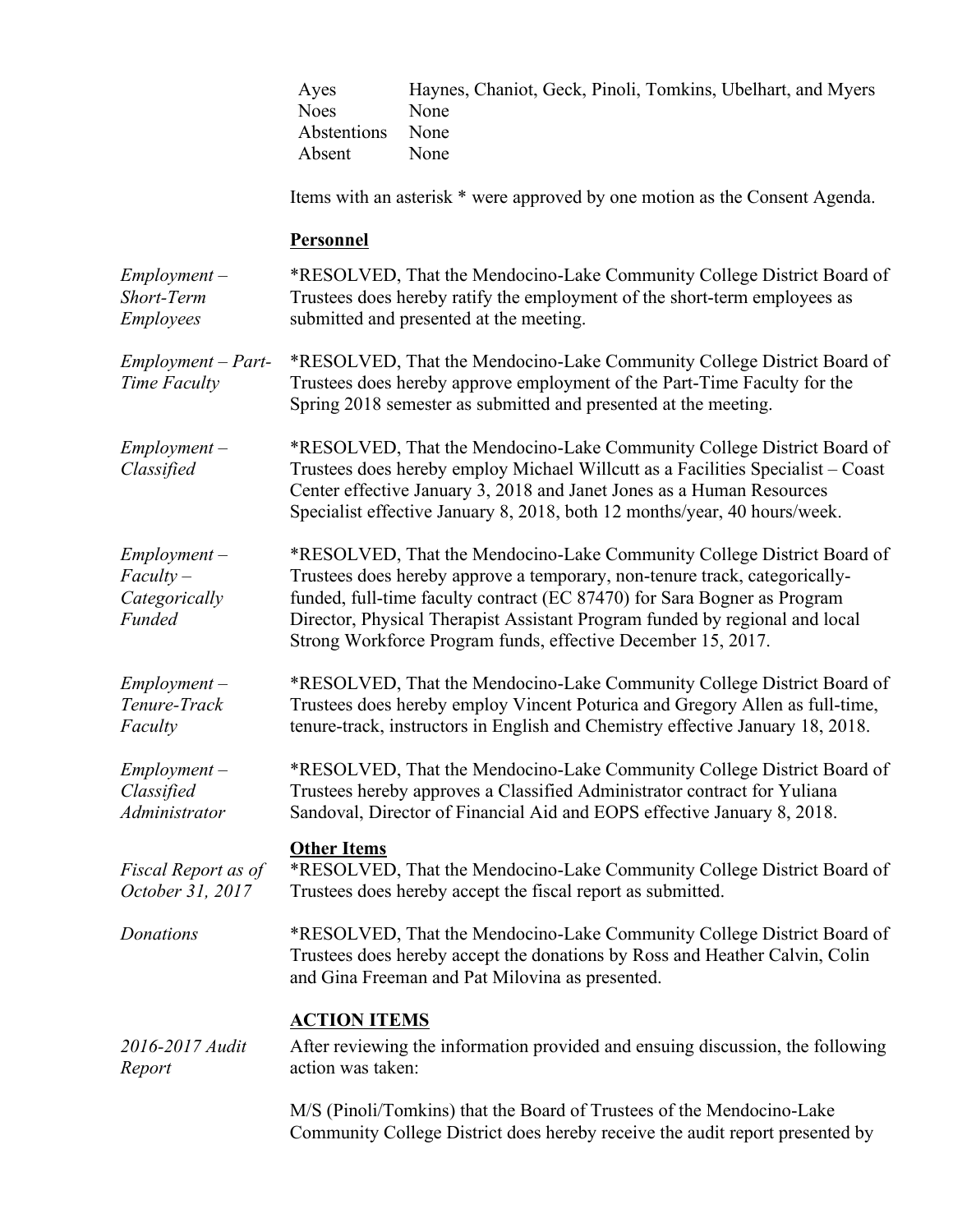| | |
|---|---|
| Ayes | Haynes, Chaniot, Geck, Pinoli, Tomkins, Ubelhart, and Myers |
| Noes | None |
| Abstentions | None |
| Absent | None |

Items with an asterisk * were approved by one motion as the Consent Agenda.

**Personnel**

*Employment – Short-Term Employees*

*RESOLVED, That the Mendocino-Lake Community College District Board of Trustees does hereby ratify the employment of the short-term employees as submitted and presented at the meeting.

*Employment – Part-Time Faculty*

*RESOLVED, That the Mendocino-Lake Community College District Board of Trustees does hereby approve employment of the Part-Time Faculty for the Spring 2018 semester as submitted and presented at the meeting.

*Employment – Classified*

*RESOLVED, That the Mendocino-Lake Community College District Board of Trustees does hereby employ Michael Willcutt as a Facilities Specialist – Coast Center effective January 3, 2018 and Janet Jones as a Human Resources Specialist effective January 8, 2018, both 12 months/year, 40 hours/week.

*Employment – Faculty – Categorically Funded*

*RESOLVED, That the Mendocino-Lake Community College District Board of Trustees does hereby approve a temporary, non-tenure track, categorically-funded, full-time faculty contract (EC 87470) for Sara Bogner as Program Director, Physical Therapist Assistant Program funded by regional and local Strong Workforce Program funds, effective December 15, 2017.

*Employment – Tenure-Track Faculty*

*RESOLVED, That the Mendocino-Lake Community College District Board of Trustees does hereby employ Vincent Poturica and Gregory Allen as full-time, tenure-track, instructors in English and Chemistry effective January 18, 2018.

*Employment – Classified Administrator*

*RESOLVED, That the Mendocino-Lake Community College District Board of Trustees hereby approves a Classified Administrator contract for Yuliana Sandoval, Director of Financial Aid and EOPS effective January 8, 2018.

**Other Items**

*Fiscal Report as of October 31, 2017*

*RESOLVED, That the Mendocino-Lake Community College District Board of Trustees does hereby accept the fiscal report as submitted.

*Donations*

*RESOLVED, That the Mendocino-Lake Community College District Board of Trustees does hereby accept the donations by Ross and Heather Calvin, Colin and Gina Freeman and Pat Milovina as presented.

**ACTION ITEMS**

*2016-2017 Audit Report*

After reviewing the information provided and ensuing discussion, the following action was taken:

M/S (Pinoli/Tomkins) that the Board of Trustees of the Mendocino-Lake Community College District does hereby receive the audit report presented by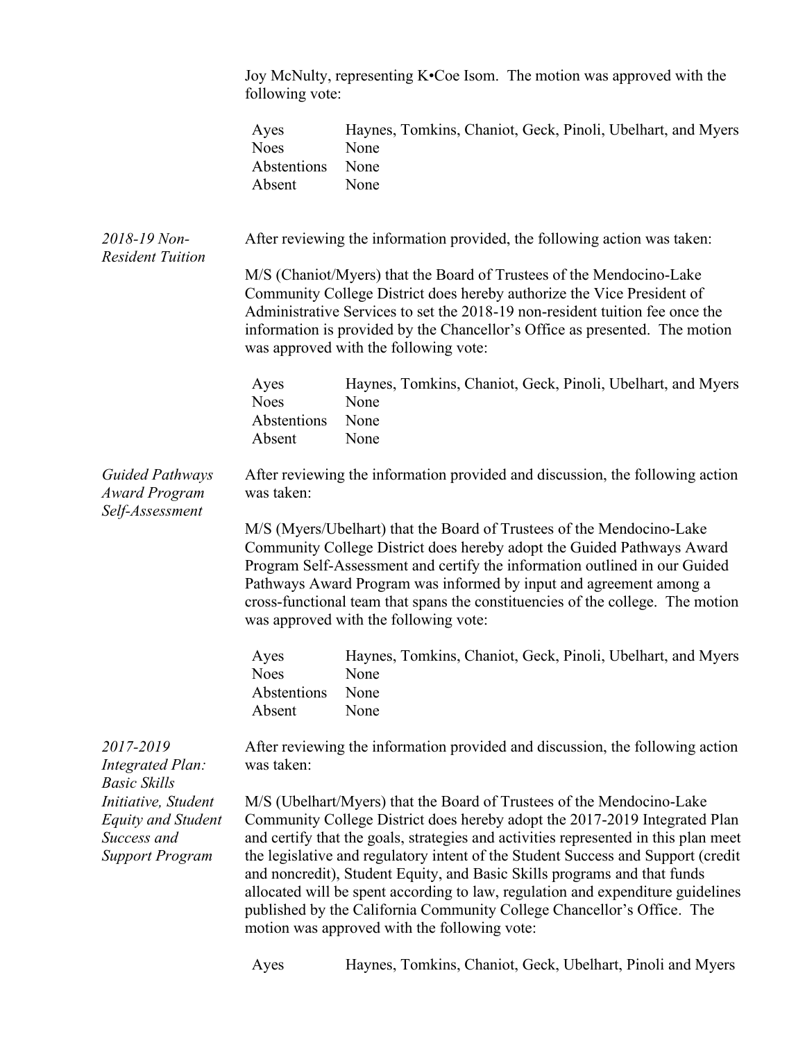Joy McNulty, representing K•Coe Isom. The motion was approved with the following vote:

| | |
|---|---|
| Ayes | Haynes, Tomkins, Chaniot, Geck, Pinoli, Ubelhart, and Myers |
| Noes | None |
| Abstentions | None |
| Absent | None |

*2018-19 Non-Resident Tuition*

After reviewing the information provided, the following action was taken:

M/S (Chaniot/Myers) that the Board of Trustees of the Mendocino-Lake Community College District does hereby authorize the Vice President of Administrative Services to set the 2018-19 non-resident tuition fee once the information is provided by the Chancellor's Office as presented. The motion was approved with the following vote:

| | |
|---|---|
| Ayes | Haynes, Tomkins, Chaniot, Geck, Pinoli, Ubelhart, and Myers |
| Noes | None |
| Abstentions | None |
| Absent | None |

*Guided Pathways Award Program Self-Assessment*

After reviewing the information provided and discussion, the following action was taken:

M/S (Myers/Ubelhart) that the Board of Trustees of the Mendocino-Lake Community College District does hereby adopt the Guided Pathways Award Program Self-Assessment and certify the information outlined in our Guided Pathways Award Program was informed by input and agreement among a cross-functional team that spans the constituencies of the college. The motion was approved with the following vote:

| | |
|---|---|
| Ayes | Haynes, Tomkins, Chaniot, Geck, Pinoli, Ubelhart, and Myers |
| Noes | None |
| Abstentions | None |
| Absent | None |

*2017-2019 Integrated Plan: Basic Skills Initiative, Student Equity and Student Success and Support Program*

After reviewing the information provided and discussion, the following action was taken:

M/S (Ubelhart/Myers) that the Board of Trustees of the Mendocino-Lake Community College District does hereby adopt the 2017-2019 Integrated Plan and certify that the goals, strategies and activities represented in this plan meet the legislative and regulatory intent of the Student Success and Support (credit and noncredit), Student Equity, and Basic Skills programs and that funds allocated will be spent according to law, regulation and expenditure guidelines published by the California Community College Chancellor's Office. The motion was approved with the following vote:

| | |
|---|---|
| Ayes | Haynes, Tomkins, Chaniot, Geck, Ubelhart, Pinoli and Myers |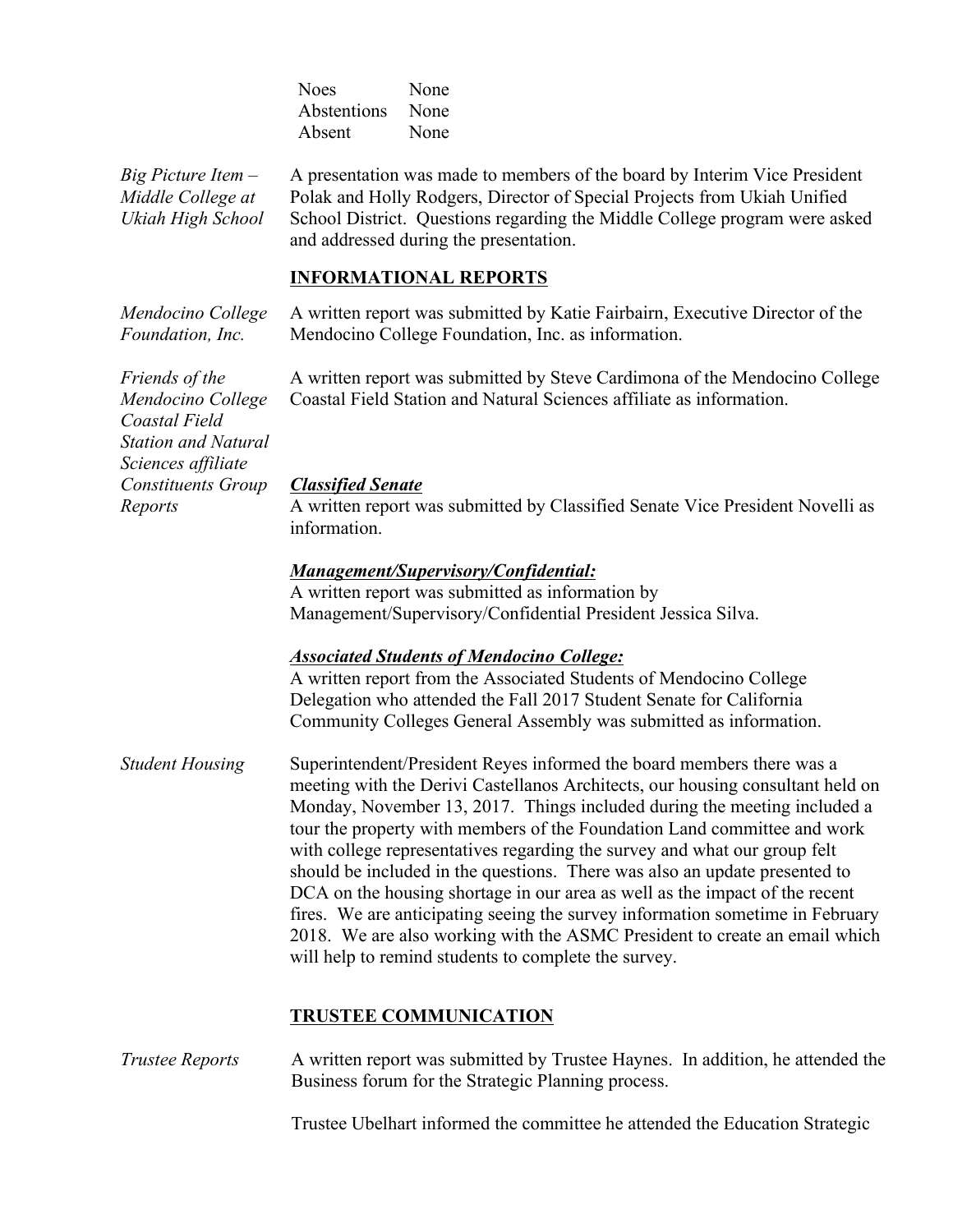| | |
|---|---|
| Noes | None |
| Abstentions | None |
| Absent | None |

*Big Picture Item – Middle College at Ukiah High School*

A presentation was made to members of the board by Interim Vice President Polak and Holly Rodgers, Director of Special Projects from Ukiah Unified School District. Questions regarding the Middle College program were asked and addressed during the presentation.

## INFORMATIONAL REPORTS

*Mendocino College Foundation, Inc.*

A written report was submitted by Katie Fairbairn, Executive Director of the Mendocino College Foundation, Inc. as information.

*Friends of the Mendocino College Coastal Field Station and Natural Sciences affiliate*

A written report was submitted by Steve Cardimona of the Mendocino College Coastal Field Station and Natural Sciences affiliate as information.

*Constituents Group Reports*

***Classified Senate***

A written report was submitted by Classified Senate Vice President Novelli as information.

***Management/Supervisory/Confidential:***

A written report was submitted as information by Management/Supervisory/Confidential President Jessica Silva.

***Associated Students of Mendocino College:***

A written report from the Associated Students of Mendocino College Delegation who attended the Fall 2017 Student Senate for California Community Colleges General Assembly was submitted as information.

*Student Housing*

Superintendent/President Reyes informed the board members there was a meeting with the Derivi Castellanos Architects, our housing consultant held on Monday, November 13, 2017. Things included during the meeting included a tour the property with members of the Foundation Land committee and work with college representatives regarding the survey and what our group felt should be included in the questions. There was also an update presented to DCA on the housing shortage in our area as well as the impact of the recent fires. We are anticipating seeing the survey information sometime in February 2018. We are also working with the ASMC President to create an email which will help to remind students to complete the survey.

## TRUSTEE COMMUNICATION

*Trustee Reports*

A written report was submitted by Trustee Haynes. In addition, he attended the Business forum for the Strategic Planning process.

Trustee Ubelhart informed the committee he attended the Education Strategic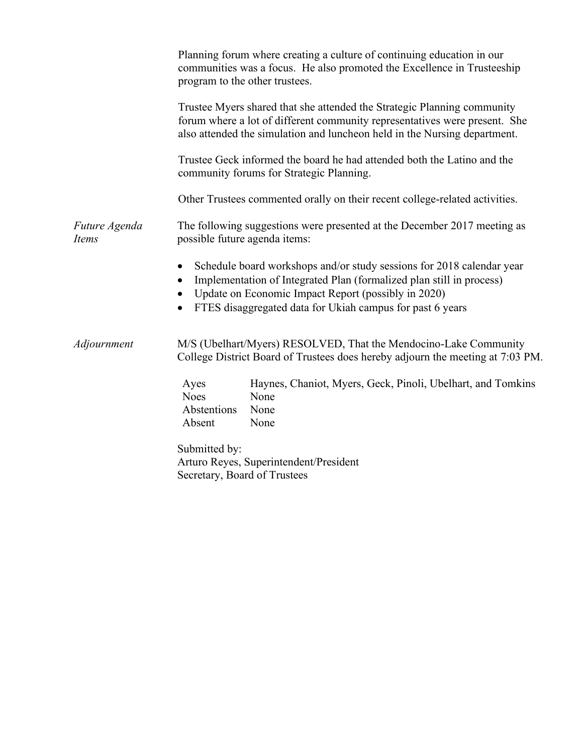Planning forum where creating a culture of continuing education in our communities was a focus. He also promoted the Excellence in Trusteeship program to the other trustees.

Trustee Myers shared that she attended the Strategic Planning community forum where a lot of different community representatives were present. She also attended the simulation and luncheon held in the Nursing department.

Trustee Geck informed the board he had attended both the Latino and the community forums for Strategic Planning.

Other Trustees commented orally on their recent college-related activities.

*Future Agenda Items*

The following suggestions were presented at the December 2017 meeting as possible future agenda items:

- Schedule board workshops and/or study sessions for 2018 calendar year
- Implementation of Integrated Plan (formalized plan still in process)
- Update on Economic Impact Report (possibly in 2020)
- FTES disaggregated data for Ukiah campus for past 6 years

*Adjournment*

M/S (Ubelhart/Myers) RESOLVED, That the Mendocino-Lake Community College District Board of Trustees does hereby adjourn the meeting at 7:03 PM.

| | |
|---|---|
| Ayes | Haynes, Chaniot, Myers, Geck, Pinoli, Ubelhart, and Tomkins |
| Noes | None |
| Abstentions | None |
| Absent | None |

Submitted by:
Arturo Reyes, Superintendent/President
Secretary, Board of Trustees